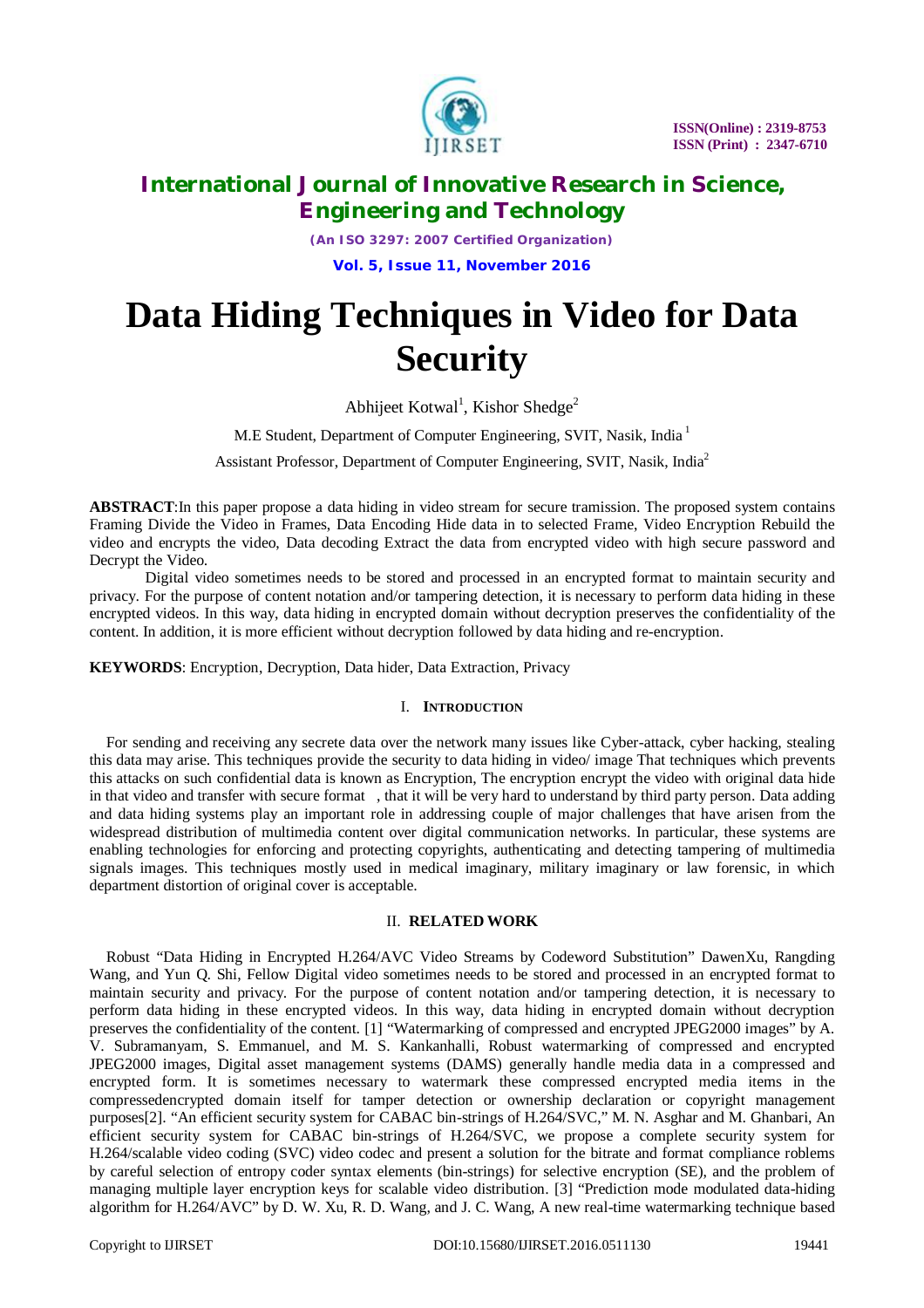# Data Hiding Techniques in Video for Data Security

Abhijeet Kotwal[1], Kishor Shedge[2]

M.E Student, Department of Computer Engineering, SVIT, Nasik, India [1]

Assistant Professor, Department of Computer Engineering, SVIT, Nasik, India[2]

**ABSTRACT**:In this paper propose a data hiding in video stream for secure tramission. The proposed system contains Framing Divide the Video in Frames, Data Encoding Hide data in to selected Frame, Video Encryption Rebuild the video and encrypts the video, Data decoding Extract the data from encrypted video with high secure password and Decrypt the Video.

Digital video sometimes needs to be stored and processed in an encrypted format to maintain security and privacy. For the purpose of content notation and/or tampering detection, it is necessary to perform data hiding in these encrypted videos. In this way, data hiding in encrypted domain without decryption preserves the confidentiality of the content. In addition, it is more efficient without decryption followed by data hiding and re-encryption.

**KEYWORDS**: Encryption, Decryption, Data hider, Data Extraction, Privacy

## I. INTRODUCTION

For sending and receiving any secrete data over the network many issues like Cyber-attack, cyber hacking, stealing this data may arise. This techniques provide the security to data hiding in video/ image That techniques which prevents this attacks on such confidential data is known as Encryption, The encryption encrypt the video with original data hide in that video and transfer with secure format , that it will be very hard to understand by third party person. Data adding and data hiding systems play an important role in addressing couple of major challenges that have arisen from the widespread distribution of multimedia content over digital communication networks. In particular, these systems are enabling technologies for enforcing and protecting copyrights, authenticating and detecting tampering of multimedia signals images. This techniques mostly used in medical imaginary, military imaginary or law forensic, in which department distortion of original cover is acceptable.

## II. RELATED WORK

Robust "Data Hiding in Encrypted H.264/AVC Video Streams by Codeword Substitution" DawenXu, Rangding Wang, and Yun Q. Shi, Fellow Digital video sometimes needs to be stored and processed in an encrypted format to maintain security and privacy. For the purpose of content notation and/or tampering detection, it is necessary to perform data hiding in these encrypted videos. In this way, data hiding in encrypted domain without decryption preserves the confidentiality of the content. [1] "Watermarking of compressed and encrypted JPEG2000 images" by A. V. Subramanyam, S. Emmanuel, and M. S. Kankanhalli, Robust watermarking of compressed and encrypted JPEG2000 images, Digital asset management systems (DAMS) generally handle media data in a compressed and encrypted form. It is sometimes necessary to watermark these compressed encrypted media items in the compressedencrypted domain itself for tamper detection or ownership declaration or copyright management purposes[2]. "An efficient security system for CABAC bin-strings of H.264/SVC," M. N. Asghar and M. Ghanbari, An efficient security system for CABAC bin-strings of H.264/SVC, we propose a complete security system for H.264/scalable video coding (SVC) video codec and present a solution for the bitrate and format compliance roblems by careful selection of entropy coder syntax elements (bin-strings) for selective encryption (SE), and the problem of managing multiple layer encryption keys for scalable video distribution. [3] "Prediction mode modulated data-hiding algorithm for H.264/AVC" by D. W. Xu, R. D. Wang, and J. C. Wang, A new real-time watermarking technique based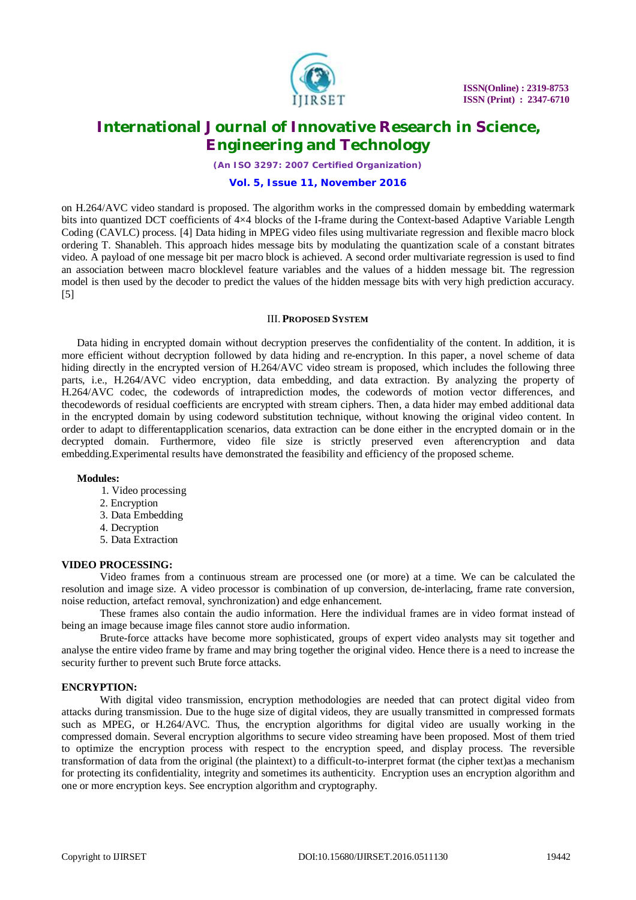on H.264/AVC video standard is proposed. The algorithm works in the compressed domain by embedding watermark bits into quantized DCT coefficients of 4×4 blocks of the I-frame during the Context-based Adaptive Variable Length Coding (CAVLC) process. [4] Data hiding in MPEG video files using multivariate regression and flexible macro block ordering T. Shanableh. This approach hides message bits by modulating the quantization scale of a constant bitrates video. A payload of one message bit per macro block is achieved. A second order multivariate regression is used to find an association between macro blocklevel feature variables and the values of a hidden message bit. The regression model is then used by the decoder to predict the values of the hidden message bits with very high prediction accuracy. [5]

## III. PROPOSED SYSTEM

Data hiding in encrypted domain without decryption preserves the confidentiality of the content. In addition, it is more efficient without decryption followed by data hiding and re-encryption. In this paper, a novel scheme of data hiding directly in the encrypted version of H.264/AVC video stream is proposed, which includes the following three parts, i.e., H.264/AVC video encryption, data embedding, and data extraction. By analyzing the property of H.264/AVC codec, the codewords of intraprediction modes, the codewords of motion vector differences, and thecodewords of residual coefficients are encrypted with stream ciphers. Then, a data hider may embed additional data in the encrypted domain by using codeword substitution technique, without knowing the original video content. In order to adapt to differentapplication scenarios, data extraction can be done either in the encrypted domain or in the decrypted domain. Furthermore, video file size is strictly preserved even afterencryption and data embedding.Experimental results have demonstrated the feasibility and efficiency of the proposed scheme.

**Modules:**

1. Video processing
2. Encryption
3. Data Embedding
4. Decryption
5. Data Extraction

**VIDEO PROCESSING:**

Video frames from a continuous stream are processed one (or more) at a time. We can be calculated the resolution and image size. A video processor is combination of up conversion, de-interlacing, frame rate conversion, noise reduction, artefact removal, synchronization) and edge enhancement.

These frames also contain the audio information. Here the individual frames are in video format instead of being an image because image files cannot store audio information.

Brute-force attacks have become more sophisticated, groups of expert video analysts may sit together and analyse the entire video frame by frame and may bring together the original video. Hence there is a need to increase the security further to prevent such Brute force attacks.

**ENCRYPTION:**

With digital video transmission, encryption methodologies are needed that can protect digital video from attacks during transmission. Due to the huge size of digital videos, they are usually transmitted in compressed formats such as MPEG, or H.264/AVC. Thus, the encryption algorithms for digital video are usually working in the compressed domain. Several encryption algorithms to secure video streaming have been proposed. Most of them tried to optimize the encryption process with respect to the encryption speed, and display process. The reversible transformation of data from the original (the plaintext) to a difficult-to-interpret format (the cipher text)as a mechanism for protecting its confidentiality, integrity and sometimes its authenticity. Encryption uses an encryption algorithm and one or more encryption keys. See encryption algorithm and cryptography.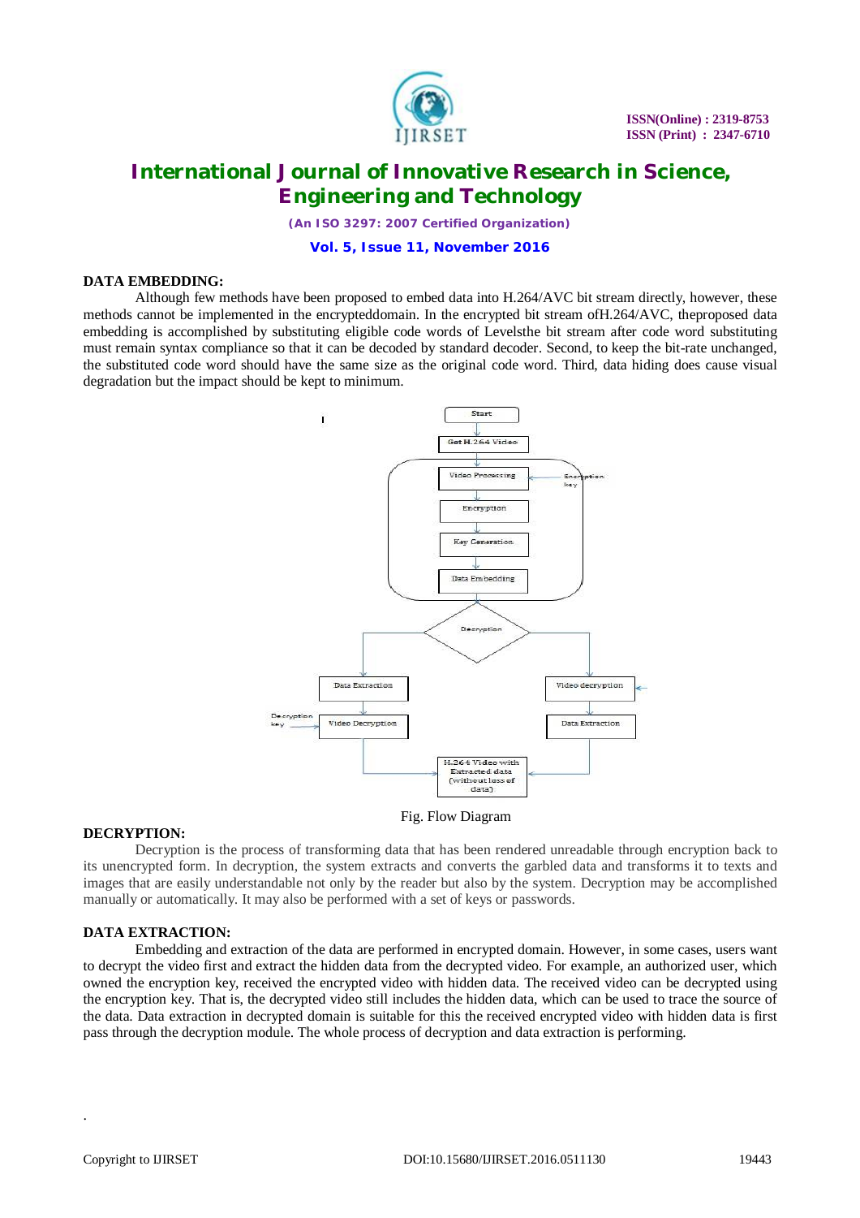**DATA EMBEDDING:**

Although few methods have been proposed to embed data into H.264/AVC bit stream directly, however, these methods cannot be implemented in the encrypteddomain. In the encrypted bit stream ofH.264/AVC, theproposed data embedding is accomplished by substituting eligible code words of Levelsthe bit stream after code word substituting must remain syntax compliance so that it can be decoded by standard decoder. Second, to keep the bit-rate unchanged, the substituted code word should have the same size as the original code word. Third, data hiding does cause visual degradation but the impact should be kept to minimum.

Fig. Flow Diagram

**DECRYPTION:**

Decryption is the process of transforming data that has been rendered unreadable through encryption back to its unencrypted form. In decryption, the system extracts and converts the garbled data and transforms it to texts and images that are easily understandable not only by the reader but also by the system. Decryption may be accomplished manually or automatically. It may also be performed with a set of keys or passwords.

**DATA EXTRACTION:**

Embedding and extraction of the data are performed in encrypted domain. However, in some cases, users want to decrypt the video first and extract the hidden data from the decrypted video. For example, an authorized user, which owned the encryption key, received the encrypted video with hidden data. The received video can be decrypted using the encryption key. That is, the decrypted video still includes the hidden data, which can be used to trace the source of the data. Data extraction in decrypted domain is suitable for this the received encrypted video with hidden data is first pass through the decryption module. The whole process of decryption and data extraction is performing.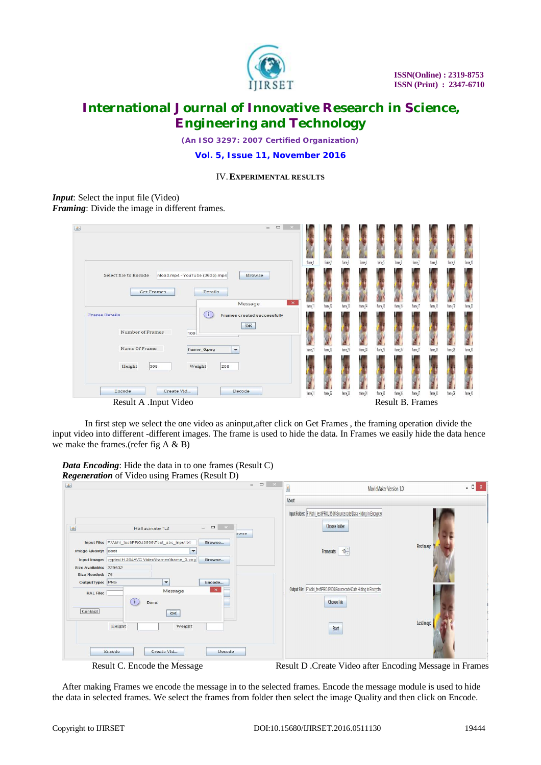## IV. EXPERIMENTAL RESULTS

***Input***: Select the input file (Video)
***Framing***: Divide the image in different frames.

Result A .Input Video Result B. Frames

In first step we select the one video as aninput,after click on Get Frames , the framing operation divide the input video into different -different images. The frame is used to hide the data. In Frames we easily hide the data hence we make the frames.(refer fig A & B)

***Data Encoding***: Hide the data in to one frames (Result C)
***Regeneration*** of Video using Frames (Result D)

Result C. Encode the Message Result D .Create Video after Encoding Message in Frames

After making Frames we encode the message in to the selected frames. Encode the message module is used to hide the data in selected frames. We select the frames from folder then select the image Quality and then click on Encode.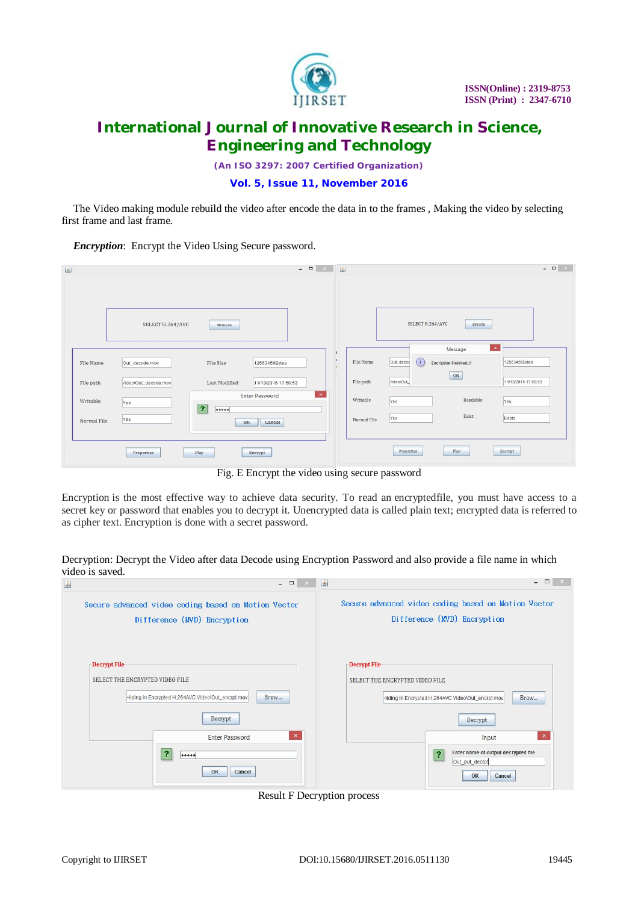The Video making module rebuild the video after encode the data in to the frames , Making the video by selecting first frame and last frame.

***Encryption***: Encrypt the Video Using Secure password.

Fig. E Encrypt the video using secure password

Encryption is the most effective way to achieve data security. To read an encryptedfile, you must have access to a secret key or password that enables you to decrypt it. Unencrypted data is called plain text; encrypted data is referred to as cipher text. Encryption is done with a secret password.

Decryption: Decrypt the Video after data Decode using Encryption Password and also provide a file name in which video is saved.

Result F Decryption process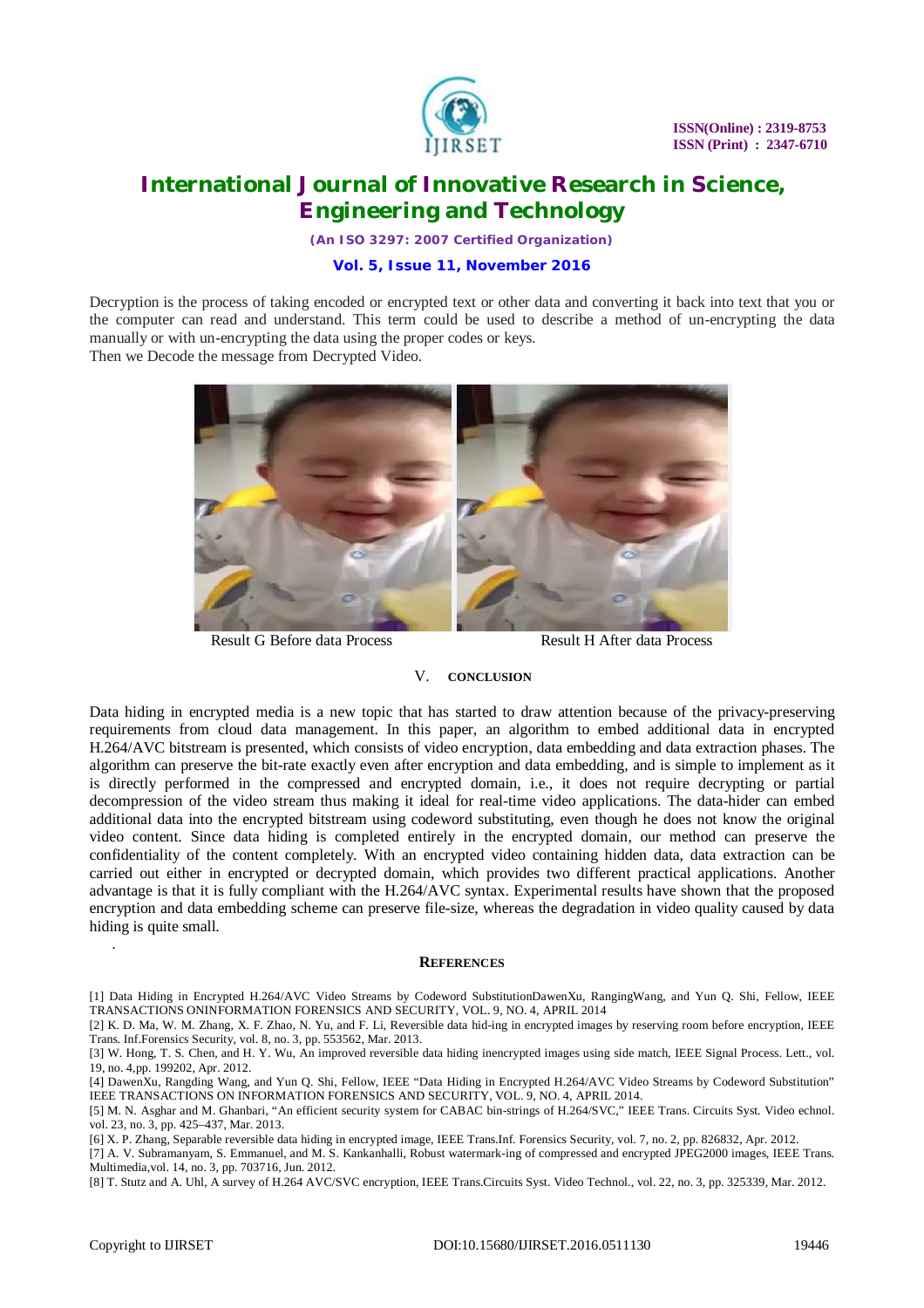Decryption is the process of taking encoded or encrypted text or other data and converting it back into text that you or the computer can read and understand. This term could be used to describe a method of un-encrypting the data manually or with un-encrypting the data using the proper codes or keys.

Then we Decode the message from Decrypted Video.

Result G Before data Process

Result H After data Process

## V. CONCLUSION

Data hiding in encrypted media is a new topic that has started to draw attention because of the privacy-preserving requirements from cloud data management. In this paper, an algorithm to embed additional data in encrypted H.264/AVC bitstream is presented, which consists of video encryption, data embedding and data extraction phases. The algorithm can preserve the bit-rate exactly even after encryption and data embedding, and is simple to implement as it is directly performed in the compressed and encrypted domain, i.e., it does not require decrypting or partial decompression of the video stream thus making it ideal for real-time video applications. The data-hider can embed additional data into the encrypted bitstream using codeword substituting, even though he does not know the original video content. Since data hiding is completed entirely in the encrypted domain, our method can preserve the confidentiality of the content completely. With an encrypted video containing hidden data, data extraction can be carried out either in encrypted or decrypted domain, which provides two different practical applications. Another advantage is that it is fully compliant with the H.264/AVC syntax. Experimental results have shown that the proposed encryption and data embedding scheme can preserve file-size, whereas the degradation in video quality caused by data hiding is quite small.

## REFERENCES

[1] Data Hiding in Encrypted H.264/AVC Video Streams by Codeword SubstitutionDawenXu, RangingWang, and Yun Q. Shi, Fellow, IEEE TRANSACTIONS ONINFORMATION FORENSICS AND SECURITY, VOL. 9, NO. 4, APRIL 2014

[2] K. D. Ma, W. M. Zhang, X. F. Zhao, N. Yu, and F. Li, Reversible data hid-ing in encrypted images by reserving room before encryption, IEEE Trans. Inf.Forensics Security, vol. 8, no. 3, pp. 553562, Mar. 2013.

[3] W. Hong, T. S. Chen, and H. Y. Wu, An improved reversible data hiding inencrypted images using side match, IEEE Signal Process. Lett., vol. 19, no. 4,pp. 199202, Apr. 2012.

[4] DawenXu, Rangding Wang, and Yun Q. Shi, Fellow, IEEE "Data Hiding in Encrypted H.264/AVC Video Streams by Codeword Substitution" IEEE TRANSACTIONS ON INFORMATION FORENSICS AND SECURITY, VOL. 9, NO. 4, APRIL 2014.

[5] M. N. Asghar and M. Ghanbari, "An efficient security system for CABAC bin-strings of H.264/SVC," IEEE Trans. Circuits Syst. Video echnol. vol. 23, no. 3, pp. 425–437, Mar. 2013.

[6] X. P. Zhang, Separable reversible data hiding in encrypted image, IEEE Trans.Inf. Forensics Security, vol. 7, no. 2, pp. 826832, Apr. 2012.

[7] A. V. Subramanyam, S. Emmanuel, and M. S. Kankanhalli, Robust watermark-ing of compressed and encrypted JPEG2000 images, IEEE Trans. Multimedia,vol. 14, no. 3, pp. 703716, Jun. 2012.

[8] T. Stutz and A. Uhl, A survey of H.264 AVC/SVC encryption, IEEE Trans.Circuits Syst. Video Technol., vol. 22, no. 3, pp. 325339, Mar. 2012.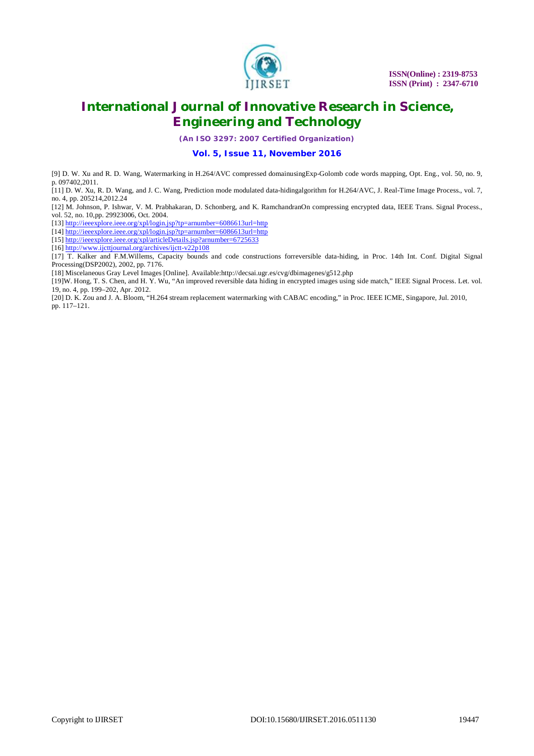[9] D. W. Xu and R. D. Wang, Watermarking in H.264/AVC compressed domainusingExp-Golomb code words mapping, Opt. Eng., vol. 50, no. 9, p. 097402,2011.

[11] D. W. Xu, R. D. Wang, and J. C. Wang, Prediction mode modulated data-hidingalgorithm for H.264/AVC, J. Real-Time Image Process., vol. 7, no. 4, pp. 205214,2012.24

[12] M. Johnson, P. Ishwar, V. M. Prabhakaran, D. Schonberg, and K. RamchandranOn compressing encrypted data, IEEE Trans. Signal Process., vol. 52, no. 10,pp. 29923006, Oct. 2004.

[13] http://ieeexplore.ieee.org/xpl/login.jsp?tp=arnumber=6086613url=http

[14] http://ieeexplore.ieee.org/xpl/login.jsp?tp=arnumber=6086613url=http

[15] http://ieeexplore.ieee.org/xpl/articleDetails.jsp?arnumber=6725633

[16] http://www.ijcttjournal.org/archives/ijctt-v22p108

[17] T. Kalker and F.M.Willems, Capacity bounds and code constructions forreversible data-hiding, in Proc. 14th Int. Conf. Digital Signal Processing(DSP2002), 2002, pp. 7176.

[18] Miscelaneous Gray Level Images [Online]. Available:http://decsai.ugr.es/cvg/dbimagenes/g512.php

[19]W. Hong, T. S. Chen, and H. Y. Wu, "An improved reversible data hiding in encrypted images using side match," IEEE Signal Process. Let. vol. 19, no. 4, pp. 199–202, Apr. 2012.

[20] D. K. Zou and J. A. Bloom, "H.264 stream replacement watermarking with CABAC encoding," in Proc. IEEE ICME, Singapore, Jul. 2010, pp. 117–121.